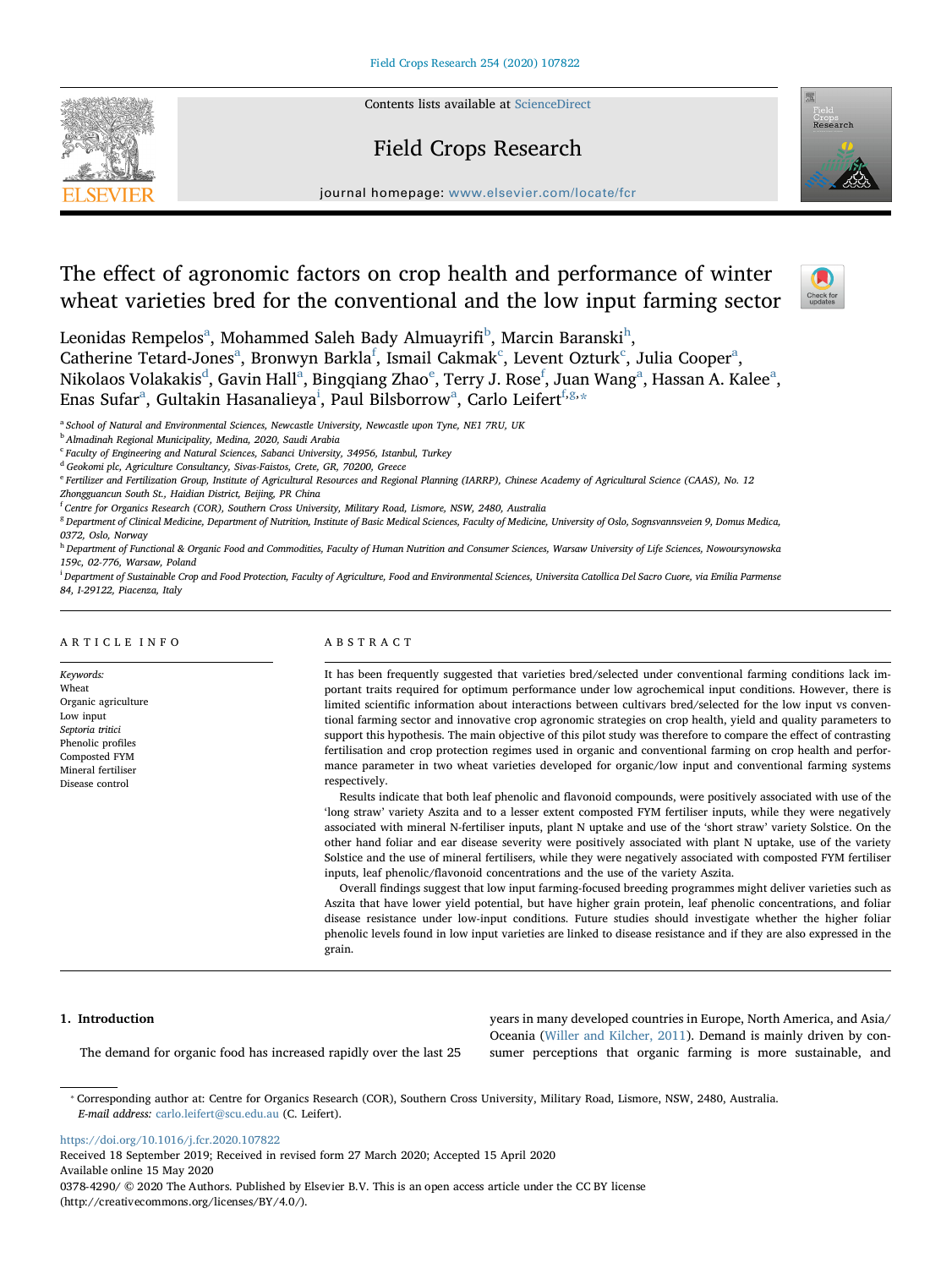# The effect of agronomic factors on crop health and performance of winter wheat varieties bred for the conventional and the low input farming sector

Leonidas Rempelos[a], Mohammed Saleh Bady Almuayrifi[b], Marcin Baranski[h], Catherine Tetard-Jones[a], Bronwyn Barkla[f], Ismail Cakmak[c], Levent Ozturk[c], Julia Cooper[a], Nikolaos Volakakis[d], Gavin Hall[a], Bingqiang Zhao[e], Terry J. Rose[f], Juan Wang[a], Hassan A. Kalee[a], Enas Sufar[a], Gultakin Hasanalieya[i], Paul Bilsborrow[a], Carlo Leifert[f,g,*]

[a] School of Natural and Environmental Sciences, Newcastle University, Newcastle upon Tyne, NE1 7RU, UK
[b] Almadinah Regional Municipality, Medina, 2020, Saudi Arabia
[c] Faculty of Engineering and Natural Sciences, Sabanci University, 34956, Istanbul, Turkey
[d] Geokomi plc, Agriculture Consultancy, Sivas-Faistos, Crete, GR, 70200, Greece
[e] Fertilizer and Fertilization Group, Institute of Agricultural Resources and Regional Planning (IARRP), Chinese Academy of Agricultural Science (CAAS), No. 12 Zhongguancun South St., Haidian District, Beijing, PR China
[f] Centre for Organics Research (COR), Southern Cross University, Military Road, Lismore, NSW, 2480, Australia
[g] Department of Clinical Medicine, Department of Nutrition, Institute of Basic Medical Sciences, Faculty of Medicine, University of Oslo, Sognsvannsveien 9, Domus Medica, 0372, Oslo, Norway
[h] Department of Functional & Organic Food and Commodities, Faculty of Human Nutrition and Consumer Sciences, Warsaw University of Life Sciences, Nowoursynowska 159c, 02-776, Warsaw, Poland
[i] Department of Sustainable Crop and Food Protection, Faculty of Agriculture, Food and Environmental Sciences, Universita Catollica Del Sacro Cuore, via Emilia Parmense 84, I-29122, Piacenza, Italy

## ARTICLE INFO

*Keywords:*
Wheat
Organic agriculture
Low input
*Septoria tritici*
Phenolic profiles
Composted FYM
Mineral fertiliser
Disease control

## ABSTRACT

It has been frequently suggested that varieties bred/selected under conventional farming conditions lack important traits required for optimum performance under low agrochemical input conditions. However, there is limited scientific information about interactions between cultivars bred/selected for the low input vs conventional farming sector and innovative crop agronomic strategies on crop health, yield and quality parameters to support this hypothesis. The main objective of this pilot study was therefore to compare the effect of contrasting fertilisation and crop protection regimes used in organic and conventional farming on crop health and performance parameter in two wheat varieties developed for organic/low input and conventional farming systems respectively.

Results indicate that both leaf phenolic and flavonoid compounds, were positively associated with use of the 'long straw' variety Aszita and to a lesser extent composted FYM fertiliser inputs, while they were negatively associated with mineral N-fertiliser inputs, plant N uptake and use of the 'short straw' variety Solstice. On the other hand foliar and ear disease severity were positively associated with plant N uptake, use of the variety Solstice and the use of mineral fertilisers, while they were negatively associated with composted FYM fertiliser inputs, leaf phenolic/flavonoid concentrations and the use of the variety Aszita.

Overall findings suggest that low input farming-focused breeding programmes might deliver varieties such as Aszita that have lower yield potential, but have higher grain protein, leaf phenolic concentrations, and foliar disease resistance under low-input conditions. Future studies should investigate whether the higher foliar phenolic levels found in low input varieties are linked to disease resistance and if they are also expressed in the grain.

## 1. Introduction

The demand for organic food has increased rapidly over the last 25 years in many developed countries in Europe, North America, and Asia/Oceania (Willer and Kilcher, 2011). Demand is mainly driven by consumer perceptions that organic farming is more sustainable, and

* Corresponding author at: Centre for Organics Research (COR), Southern Cross University, Military Road, Lismore, NSW, 2480, Australia.
*E-mail address:* carlo.leifert@scu.edu.au (C. Leifert).

https://doi.org/10.1016/j.fcr.2020.107822
Received 18 September 2019; Received in revised form 27 March 2020; Accepted 15 April 2020
Available online 15 May 2020
0378-4290/ © 2020 The Authors. Published by Elsevier B.V. This is an open access article under the CC BY license (http://creativecommons.org/licenses/BY/4.0/).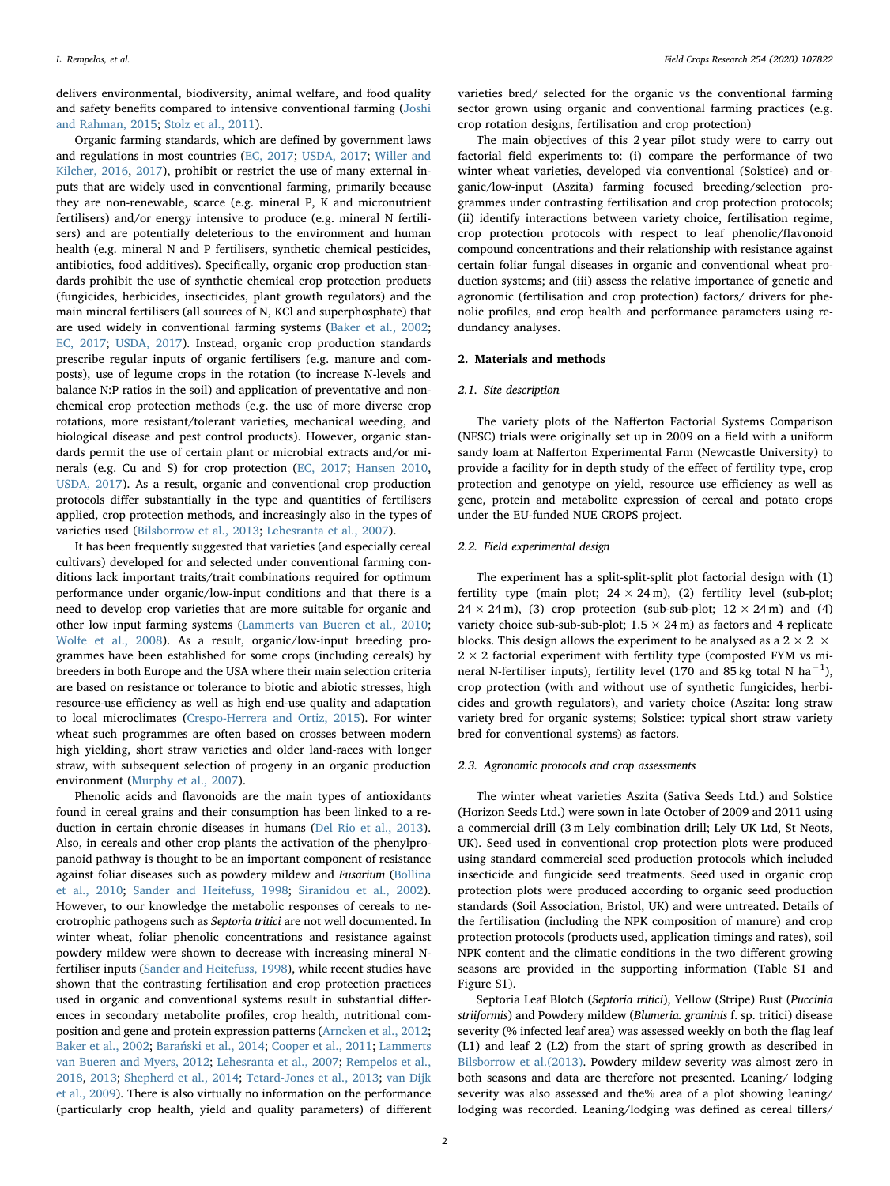delivers environmental, biodiversity, animal welfare, and food quality and safety benefits compared to intensive conventional farming (Joshi and Rahman, 2015; Stolz et al., 2011).

Organic farming standards, which are defined by government laws and regulations in most countries (EC, 2017; USDA, 2017; Willer and Kilcher, 2016, 2017), prohibit or restrict the use of many external inputs that are widely used in conventional farming, primarily because they are non-renewable, scarce (e.g. mineral P, K and micronutrient fertilisers) and/or energy intensive to produce (e.g. mineral N fertilisers) and are potentially deleterious to the environment and human health (e.g. mineral N and P fertilisers, synthetic chemical pesticides, antibiotics, food additives). Specifically, organic crop production standards prohibit the use of synthetic chemical crop protection products (fungicides, herbicides, insecticides, plant growth regulators) and the main mineral fertilisers (all sources of N, KCl and superphosphate) that are used widely in conventional farming systems (Baker et al., 2002; EC, 2017; USDA, 2017). Instead, organic crop production standards prescribe regular inputs of organic fertilisers (e.g. manure and composts), use of legume crops in the rotation (to increase N-levels and balance N:P ratios in the soil) and application of preventative and non-chemical crop protection methods (e.g. the use of more diverse crop rotations, more resistant/tolerant varieties, mechanical weeding, and biological disease and pest control products). However, organic standards permit the use of certain plant or microbial extracts and/or minerals (e.g. Cu and S) for crop protection (EC, 2017; Hansen 2010, USDA, 2017). As a result, organic and conventional crop production protocols differ substantially in the type and quantities of fertilisers applied, crop protection methods, and increasingly also in the types of varieties used (Bilsborrow et al., 2013; Lehesranta et al., 2007).

It has been frequently suggested that varieties (and especially cereal cultivars) developed for and selected under conventional farming conditions lack important traits/trait combinations required for optimum performance under organic/low-input conditions and that there is a need to develop crop varieties that are more suitable for organic and other low input farming systems (Lammerts van Bueren et al., 2010; Wolfe et al., 2008). As a result, organic/low-input breeding programmes have been established for some crops (including cereals) by breeders in both Europe and the USA where their main selection criteria are based on resistance or tolerance to biotic and abiotic stresses, high resource-use efficiency as well as high end-use quality and adaptation to local microclimates (Crespo-Herrera and Ortiz, 2015). For winter wheat such programmes are often based on crosses between modern high yielding, short straw varieties and older land-races with longer straw, with subsequent selection of progeny in an organic production environment (Murphy et al., 2007).

Phenolic acids and flavonoids are the main types of antioxidants found in cereal grains and their consumption has been linked to a reduction in certain chronic diseases in humans (Del Rio et al., 2013). Also, in cereals and other crop plants the activation of the phenylpropanoid pathway is thought to be an important component of resistance against foliar diseases such as powdery mildew and *Fusarium* (Bollina et al., 2010; Sander and Heitefuss, 1998; Siranidou et al., 2002). However, to our knowledge the metabolic responses of cereals to necrotrophic pathogens such as *Septoria tritici* are not well documented. In winter wheat, foliar phenolic concentrations and resistance against powdery mildew were shown to decrease with increasing mineral N-fertiliser inputs (Sander and Heitefuss, 1998), while recent studies have shown that the contrasting fertilisation and crop protection practices used in organic and conventional systems result in substantial differences in secondary metabolite profiles, crop health, nutritional composition and gene and protein expression patterns (Arncken et al., 2012; Baker et al., 2002; Barański et al., 2014; Cooper et al., 2011; Lammerts van Bueren and Myers, 2012; Lehesranta et al., 2007; Rempelos et al., 2018, 2013; Shepherd et al., 2014; Tetard-Jones et al., 2013; van Dijk et al., 2009). There is also virtually no information on the performance (particularly crop health, yield and quality parameters) of different varieties bred/ selected for the organic vs the conventional farming sector grown using organic and conventional farming practices (e.g. crop rotation designs, fertilisation and crop protection)

The main objectives of this 2 year pilot study were to carry out factorial field experiments to: (i) compare the performance of two winter wheat varieties, developed via conventional (Solstice) and organic/low-input (Aszita) farming focused breeding/selection programmes under contrasting fertilisation and crop protection protocols; (ii) identify interactions between variety choice, fertilisation regime, crop protection protocols with respect to leaf phenolic/flavonoid compound concentrations and their relationship with resistance against certain foliar fungal diseases in organic and conventional wheat production systems; and (iii) assess the relative importance of genetic and agronomic (fertilisation and crop protection) factors/ drivers for phenolic profiles, and crop health and performance parameters using redundancy analyses.

## 2. Materials and methods

### 2.1. Site description

The variety plots of the Nafferton Factorial Systems Comparison (NFSC) trials were originally set up in 2009 on a field with a uniform sandy loam at Nafferton Experimental Farm (Newcastle University) to provide a facility for in depth study of the effect of fertility type, crop protection and genotype on yield, resource use efficiency as well as gene, protein and metabolite expression of cereal and potato crops under the EU-funded NUE CROPS project.

### 2.2. Field experimental design

The experiment has a split-split-split plot factorial design with (1) fertility type (main plot; 24 × 24 m), (2) fertility level (sub-plot; 24 × 24 m), (3) crop protection (sub-sub-plot; 12 × 24 m) and (4) variety choice sub-sub-sub-plot; 1.5 × 24 m) as factors and 4 replicate blocks. This design allows the experiment to be analysed as a 2 × 2 × 2 × 2 factorial experiment with fertility type (composted FYM vs mineral N-fertiliser inputs), fertility level (170 and 85 kg total N ha$^{-1}$), crop protection (with and without use of synthetic fungicides, herbicides and growth regulators), and variety choice (Aszita: long straw variety bred for organic systems; Solstice: typical short straw variety bred for conventional systems) as factors.

### 2.3. Agronomic protocols and crop assessments

The winter wheat varieties Aszita (Sativa Seeds Ltd.) and Solstice (Horizon Seeds Ltd.) were sown in late October of 2009 and 2011 using a commercial drill (3 m Lely combination drill; Lely UK Ltd, St Neots, UK). Seed used in conventional crop protection plots were produced using standard commercial seed production protocols which included insecticide and fungicide seed treatments. Seed used in organic crop protection plots were produced according to organic seed production standards (Soil Association, Bristol, UK) and were untreated. Details of the fertilisation (including the NPK composition of manure) and crop protection protocols (products used, application timings and rates), soil NPK content and the climatic conditions in the two different growing seasons are provided in the supporting information (Table S1 and Figure S1).

Septoria Leaf Blotch (*Septoria tritici*), Yellow (Stripe) Rust (*Puccinia striiformis*) and Powdery mildew (*Blumeria. graminis* f. sp. tritici) disease severity (% infected leaf area) was assessed weekly on both the flag leaf (L1) and leaf 2 (L2) from the start of spring growth as described in Bilsborrow et al.(2013). Powdery mildew severity was almost zero in both seasons and data are therefore not presented. Leaning/ lodging severity was also assessed and the% area of a plot showing leaning/ lodging was recorded. Leaning/lodging was defined as cereal tillers/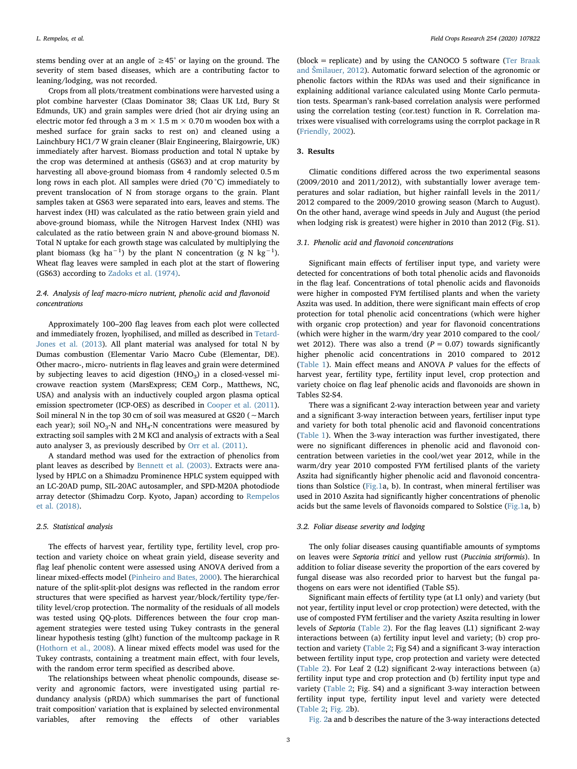stems bending over at an angle of ≥45° or laying on the ground. The severity of stem based diseases, which are a contributing factor to leaning/lodging, was not recorded.

Crops from all plots/treatment combinations were harvested using a plot combine harvester (Claas Dominator 38; Claas UK Ltd, Bury St Edmunds, UK) and grain samples were dried (hot air drying using an electric motor fed through a 3 m × 1.5 m × 0.70 m wooden box with a meshed surface for grain sacks to rest on) and cleaned using a Lainchbury HC1/7 W grain cleaner (Blair Engineering, Blairgowrie, UK) immediately after harvest. Biomass production and total N uptake by the crop was determined at anthesis (GS63) and at crop maturity by harvesting all above-ground biomass from 4 randomly selected 0.5 m long rows in each plot. All samples were dried (70 °C) immediately to prevent translocation of N from storage organs to the grain. Plant samples taken at GS63 were separated into ears, leaves and stems. The harvest index (HI) was calculated as the ratio between grain yield and above-ground biomass, while the Nitrogen Harvest Index (NHI) was calculated as the ratio between grain N and above-ground biomass N. Total N uptake for each growth stage was calculated by multiplying the plant biomass (kg $ha^{-1}$) by the plant N concentration (g N $kg^{-1}$). Wheat flag leaves were sampled in each plot at the start of flowering (GS63) according to Zadoks et al. (1974).

### 2.4. Analysis of leaf macro-micro nutrient, phenolic acid and flavonoid concentrations

Approximately 100–200 flag leaves from each plot were collected and immediately frozen, lyophilised, and milled as described in Tetard-Jones et al. (2013). All plant material was analysed for total N by Dumas combustion (Elementar Vario Macro Cube (Elementar, DE). Other macro-, micro- nutrients in flag leaves and grain were determined by subjecting leaves to acid digestion ($HNO_3$) in a closed-vessel microwave reaction system (MarsExpress; CEM Corp., Matthews, NC, USA) and analysis with an inductively coupled argon plasma optical emission spectrometer (ICP-OES) as described in Cooper et al. (2011). Soil mineral N in the top 30 cm of soil was measured at GS20 (~March each year); soil $NO_3$-N and $NH_4$-N concentrations were measured by extracting soil samples with 2 M KCl and analysis of extracts with a Seal auto analyser 3, as previously described by Orr et al. (2011).

A standard method was used for the extraction of phenolics from plant leaves as described by Bennett et al. (2003). Extracts were analysed by HPLC on a Shimadzu Prominence HPLC system equipped with an LC-20AD pump, SIL-20AC autosampler, and SPD-M20A photodiode array detector (Shimadzu Corp. Kyoto, Japan) according to Rempelos et al. (2018).

### 2.5. Statistical analysis

The effects of harvest year, fertility type, fertility level, crop protection and variety choice on wheat grain yield, disease severity and flag leaf phenolic content were assessed using ANOVA derived from a linear mixed-effects model (Pinheiro and Bates, 2000). The hierarchical nature of the split-split-plot designs was reflected in the random error structures that were specified as harvest year/block/fertility type/fertility level/crop protection. The normality of the residuals of all models was tested using QQ-plots. Differences between the four crop management strategies were tested using Tukey contrasts in the general linear hypothesis testing (glht) function of the multcomp package in R (Hothorn et al., 2008). A linear mixed effects model was used for the Tukey contrasts, containing a treatment main effect, with four levels, with the random error term specified as described above.

The relationships between wheat phenolic compounds, disease severity and agronomic factors, were investigated using partial redundancy analysis (pRDA) which summarises the part of functional trait composition' variation that is explained by selected environmental variables, after removing the effects of other variables (block = replicate) and by using the CANOCO 5 software (Ter Braak and Šmilauer, 2012). Automatic forward selection of the agronomic or phenolic factors within the RDAs was used and their significance in explaining additional variance calculated using Monte Carlo permutation tests. Spearman's rank-based correlation analysis were performed using the correlation testing (cor.test) function in R. Correlation matrixes were visualised with correlograms using the corrplot package in R (Friendly, 2002).

## 3. Results

Climatic conditions differed across the two experimental seasons (2009/2010 and 2011/2012), with substantially lower average temperatures and solar radiation, but higher rainfall levels in the 2011/2012 compared to the 2009/2010 growing season (March to August). On the other hand, average wind speeds in July and August (the period when lodging risk is greatest) were higher in 2010 than 2012 (Fig. S1).

### 3.1. Phenolic acid and flavonoid concentrations

Significant main effects of fertiliser input type, and variety were detected for concentrations of both total phenolic acids and flavonoids in the flag leaf. Concentrations of total phenolic acids and flavonoids were higher in composted FYM fertilised plants and when the variety Aszita was used. In addition, there were significant main effects of crop protection for total phenolic acid concentrations (which were higher with organic crop protection) and year for flavonoid concentrations (which were higher in the warm/dry year 2010 compared to the cool/wet 2012). There was also a trend ($P = 0.07$) towards significantly higher phenolic acid concentrations in 2010 compared to 2012 (Table 1). Main effect means and ANOVA *P* values for the effects of harvest year, fertility type, fertility input level, crop protection and variety choice on flag leaf phenolic acids and flavonoids are shown in Tables S2-S4.

There was a significant 2-way interaction between year and variety and a significant 3-way interaction between years, fertiliser input type and variety for both total phenolic acid and flavonoid concentrations (Table 1). When the 3-way interaction was further investigated, there were no significant differences in phenolic acid and flavonoid concentration between varieties in the cool/wet year 2012, while in the warm/dry year 2010 composted FYM fertilised plants of the variety Aszita had significantly higher phenolic acid and flavonoid concentrations than Solstice (Fig.1a, b). In contrast, when mineral fertiliser was used in 2010 Aszita had significantly higher concentrations of phenolic acids but the same levels of flavonoids compared to Solstice (Fig.1a, b)

### 3.2. Foliar disease severity and lodging

The only foliar diseases causing quantifiable amounts of symptoms on leaves were *Septoria tritici* and yellow rust (*Puccinia striformis*). In addition to foliar disease severity the proportion of the ears covered by fungal disease was also recorded prior to harvest but the fungal pathogens on ears were not identified (Table S5).

Significant main effects of fertility type (at L1 only) and variety (but not year, fertility input level or crop protection) were detected, with the use of composted FYM fertiliser and the variety Aszita resulting in lower levels of *Septoria* (Table 2). For the flag leaves (L1) significant 2-way interactions between (a) fertility input level and variety; (b) crop protection and variety (Table 2; Fig S4) and a significant 3-way interaction between fertility input type, crop protection and variety were detected (Table 2). For Leaf 2 (L2) significant 2-way interactions between (a) fertility input type and crop protection and (b) fertility input type and variety (Table 2; Fig. S4) and a significant 3-way interaction between fertility input type, fertility input level and variety were detected (Table 2; Fig. 2b).

Fig. 2a and b describes the nature of the 3-way interactions detected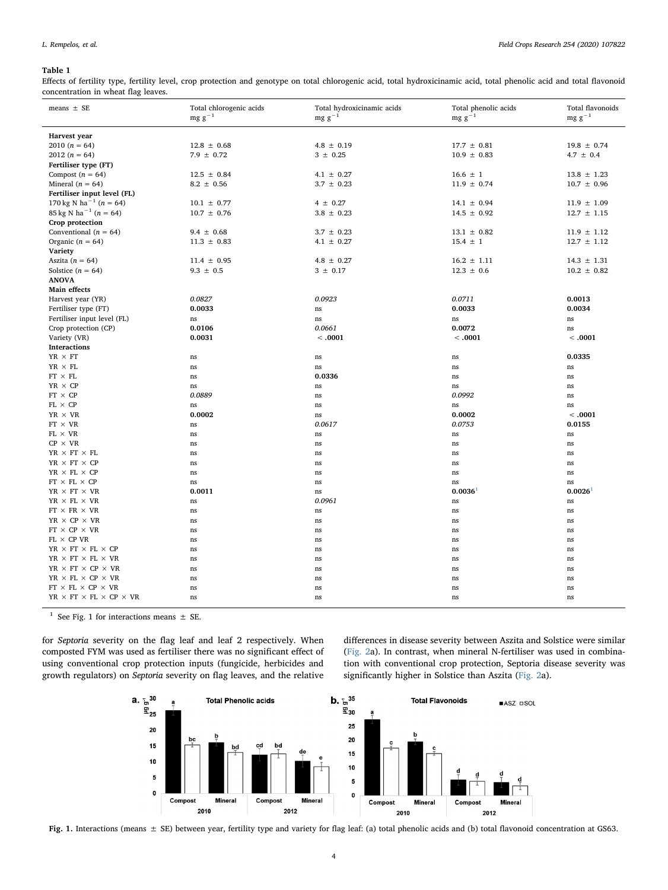**Table 1**

Effects of fertility type, fertility level, crop protection and genotype on total chlorogenic acid, total hydroxicinamic acid, total phenolic acid and total flavonoid concentration in wheat flag leaves.

| means ± SE | Total chlorogenic acids mg g$^{-1}$ | Total hydroxicinamic acids mg g$^{-1}$ | Total phenolic acids mg g$^{-1}$ | Total flavonoids mg g$^{-1}$ |
|---|---|---|---|---|
| **Harvest year** | | | | |
| 2010 ($n$ = 64) | 12.8 ± 0.68 | 4.8 ± 0.19 | 17.7 ± 0.81 | 19.8 ± 0.74 |
| 2012 ($n$ = 64) | 7.9 ± 0.72 | 3 ± 0.25 | 10.9 ± 0.83 | 4.7 ± 0.4 |
| **Fertiliser type (FT)** | | | | |
| Compost ($n$ = 64) | 12.5 ± 0.84 | 4.1 ± 0.27 | 16.6 ± 1 | 13.8 ± 1.23 |
| Mineral ($n$ = 64) | 8.2 ± 0.56 | 3.7 ± 0.23 | 11.9 ± 0.74 | 10.7 ± 0.96 |
| **Fertiliser input level (FL)** | | | | |
| 170 kg N ha$^{-1}$ ($n$ = 64) | 10.1 ± 0.77 | 4 ± 0.27 | 14.1 ± 0.94 | 11.9 ± 1.09 |
| 85 kg N ha$^{-1}$ ($n$ = 64) | 10.7 ± 0.76 | 3.8 ± 0.23 | 14.5 ± 0.92 | 12.7 ± 1.15 |
| **Crop protection** | | | | |
| Conventional ($n$ = 64) | 9.4 ± 0.68 | 3.7 ± 0.23 | 13.1 ± 0.82 | 11.9 ± 1.12 |
| Organic ($n$ = 64) | 11.3 ± 0.83 | 4.1 ± 0.27 | 15.4 ± 1 | 12.7 ± 1.12 |
| **Variety** | | | | |
| Aszita ($n$ = 64) | 11.4 ± 0.95 | 4.8 ± 0.27 | 16.2 ± 1.11 | 14.3 ± 1.31 |
| Solstice ($n$ = 64) | 9.3 ± 0.5 | 3 ± 0.17 | 12.3 ± 0.6 | 10.2 ± 0.82 |
| **ANOVA** | | | | |
| **Main effects** | | | | |
| Harvest year (YR) | *0.0827* | *0.0923* | *0.0711* | **0.0013** |
| Fertiliser type (FT) | **0.0033** | ns | **0.0033** | **0.0034** |
| Fertiliser input level (FL) | ns | ns | ns | ns |
| Crop protection (CP) | **0.0106** | *0.0661* | **0.0072** | ns |
| Variety (VR) | **0.0031** | **< .0001** | **< .0001** | **< .0001** |
| **Interactions** | | | | |
| YR × FT | ns | ns | ns | **0.0335** |
| YR × FL | ns | ns | ns | ns |
| FT × FL | ns | **0.0336** | ns | ns |
| YR × CP | ns | ns | ns | ns |
| FT × CP | *0.0889* | ns | *0.0992* | ns |
| FL × CP | ns | ns | ns | ns |
| YR × VR | **0.0002** | ns | **0.0002** | **< .0001** |
| FT × VR | ns | *0.0617* | *0.0753* | **0.0155** |
| FL × VR | ns | ns | ns | ns |
| CP × VR | ns | ns | ns | ns |
| YR × FT × FL | ns | ns | ns | ns |
| YR × FT × CP | ns | ns | ns | ns |
| YR × FL × CP | ns | ns | ns | ns |
| FT × FL × CP | ns | ns | ns | ns |
| YR × FT × VR | **0.0011** | ns | **0.0036**[1] | **0.0026**[1] |
| YR × FL × VR | ns | *0.0961* | ns | ns |
| FT × FR × VR | ns | ns | ns | ns |
| YR × CP × VR | ns | ns | ns | ns |
| FT × CP × VR | ns | ns | ns | ns |
| FL × CP VR | ns | ns | ns | ns |
| YR × FT × FL × CP | ns | ns | ns | ns |
| YR × FT × FL × VR | ns | ns | ns | ns |
| YR × FT × CP × VR | ns | ns | ns | ns |
| YR × FL × CP × VR | ns | ns | ns | ns |
| FT × FL × CP × VR | ns | ns | ns | ns |
| YR × FT × FL × CP × VR | ns | ns | ns | ns |

[1] See Fig. 1 for interactions means ± SE.

for *Septoria* severity on the flag leaf and leaf 2 respectively. When composted FYM was used as fertiliser there was no significant effect of using conventional crop protection inputs (fungicide, herbicides and growth regulators) on *Septoria* severity on flag leaves, and the relative differences in disease severity between Aszita and Solstice were similar (Fig. 2a). In contrast, when mineral N-fertiliser was used in combination with conventional crop protection, Septoria disease severity was significantly higher in Solstice than Aszita (Fig. 2a).

**Fig. 1.** Interactions (means ± SE) between year, fertility type and variety for flag leaf: (a) total phenolic acids and (b) total flavonoid concentration at GS63.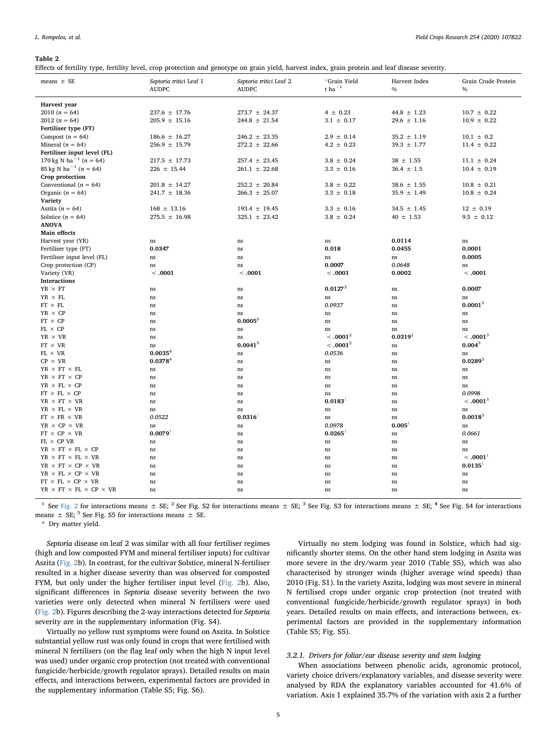**Table 2**
Effects of fertility type, fertility level, crop protection and genotype on grain yield, harvest index, grain protein and leaf disease severity.

| means ± SE | *Septoria tritici* Leaf 1 AUDPC | *Septoria tritici* Leaf 2 AUDPC | *Grain Yield t ha$^{-1}$ | Harvest Index % | Grain Crude Protein % |
|---|---|---|---|---|---|
| **Harvest year** | | | | | |
| 2010 (n = 64) | 237.6 ± 17.76 | 273.7 ± 24.37 | 4 ± 0.23 | 44.8 ± 1.23 | 10.7 ± 0.22 |
| 2012 (n = 64) | 205.9 ± 15.16 | 244.8 ± 21.54 | 3.1 ± 0.17 | 29.6 ± 1.16 | 10.9 ± 0.22 |
| **Fertiliser type (FT)** | | | | | |
| Compost (n = 64) | 186.6 ± 16.27 | 246.2 ± 23.35 | 2.9 ± 0.14 | 35.2 ± 1.19 | 10.1 ± 0.2 |
| Mineral (n = 64) | 256.9 ± 15.79 | 272.2 ± 22.66 | 4.2 ± 0.23 | 39.3 ± 1.77 | 11.4 ± 0.22 |
| **Fertiliser input level (FL)** | | | | | |
| 170 kg N ha$^{-1}$ (n = 64) | 217.5 ± 17.73 | 257.4 ± 23.45 | 3.8 ± 0.24 | 38 ± 1.55 | 11.1 ± 0.24 |
| 85 kg N ha$^{-1}$ (n = 64) | 226 ± 15.44 | 261.1 ± 22.68 | 3.3 ± 0.16 | 36.4 ± 1.5 | 10.4 ± 0.19 |
| **Crop protection** | | | | | |
| Conventional (n = 64) | 201.8 ± 14.27 | 252.2 ± 20.84 | 3.8 ± 0.22 | 38.6 ± 1.55 | 10.8 ± 0.21 |
| Organic (n = 64) | 241.7 ± 18.36 | 266.3 ± 25.07 | 3.3 ± 0.18 | 35.9 ± 1.49 | 10.8 ± 0.24 |
| **Variety** | | | | | |
| Aszita (n = 64) | 168 ± 13.16 | 193.4 ± 19.45 | 3.3 ± 0.16 | 34.5 ± 1.45 | 12 ± 0.19 |
| Solstice (n = 64) | 275.5 ± 16.98 | 325.1 ± 23.42 | 3.8 ± 0.24 | 40 ± 1.53 | 9.5 ± 0.12 |
| **ANOVA** | | | | | |
| **Main effects** | | | | | |
| Harvest year (YR) | ns | ns | ns | **0.0114** | ns |
| Fertiliser type (FT) | **0.0347** | ns | **0.018** | **0.0455** | **0.0001** |
| Fertiliser input level (FL) | ns | ns | ns | ns | **0.0005** |
| Crop protection (CP) | ns | ns | **0.0007** | *0.0648* | ns |
| Variety (VR) | **< .0001** | **< .0001** | **< .0001** | **0.0002** | **< .0001** |
| **Interactions** | | | | | |
| YR × FT | ns | ns | **0.0127**[2] | ns | **0.0007** |
| YR × FL | ns | ns | ns | ns | ns |
| FT × FL | ns | ns | *0.0937* | ns | **0.0001**[3] |
| YR × CP | ns | ns | ns | ns | ns |
| FT × CP | ns | **0.0005**[5] | ns | ns | ns |
| FL × CP | ns | ns | ns | ns | ns |
| YR × VR | ns | ns | **< .0001**[2] | **0.0319**[1] | **< .0001**[3] |
| FT × VR | ns | **0.0041**[5] | **< .0001**[2] | ns | **0.004**[3] |
| FL × VR | **0.0035**[4] | ns | *0.0536* | ns | ns |
| CP × VR | **0.0378**[4] | ns | ns | ns | **0.0289**[3] |
| YR × FT × FL | ns | ns | ns | ns | ns |
| YR × FT × CP | ns | ns | ns | ns | ns |
| YR × FL × CP | ns | ns | ns | ns | ns |
| FT × FL × CP | ns | ns | ns | ns | *0.0998* |
| YR × FT × VR | ns | ns | **0.0183**[1] | ns | **< .0001**[3] |
| YR × FL × VR | ns | ns | ns | ns | ns |
| FT × FR × VR | *0.0522* | **0.0316**[1] | ns | ns | **0.0018**[3] |
| YR × CP × VR | ns | ns | *0.0978* | **0.005**[1] | ns |
| FT × CP × VR | **0.0079**[1] | ns | **0.0265**[1] | ns | *0.0661* |
| FL × CP VR | ns | ns | ns | ns | ns |
| YR × FT × FL × CP | ns | ns | ns | ns | ns |
| YR × FT × FL × VR | ns | ns | ns | ns | **< .0001**[1] |
| YR × FT × CP × VR | ns | ns | ns | ns | **0.0135**[1] |
| YR × FL × CP × VR | ns | ns | ns | ns | ns |
| FT × FL × CP × VR | ns | ns | ns | ns | ns |
| YR × FT × FL × CP × VR | ns | ns | ns | ns | ns |

[1] See Fig. 2 for interactions means ± SE; [2] See Fig. S2 for interactions means ± SE; [3] See Fig. S3 for interactions means ± SE; [4] See Fig. S4 for interactions means ± SE; [5] See Fig. S5 for interactions means ± SE.

\* Dry matter yield.

*Septoria* disease on leaf 2 was similar with all four fertiliser regimes (high and low composted FYM and mineral fertiliser inputs) for cultivar Aszita (Fig. 2b). In contrast, for the cultivar Solstice, mineral N-fertiliser resulted in a higher disease severity than was observed for composted FYM, but only under the higher fertiliser input level (Fig. 2b). Also, significant differences in *Septoria* disease severity between the two varieties were only detected when mineral N fertilisers were used (Fig. 2b). Figures describing the 2-way interactions detected for *Septoria* severity are in the supplementary information (Fig. S4).

Virtually no yellow rust symptoms were found on Aszita. In Solstice substantial yellow rust was only found in crops that were fertilised with mineral N fertilisers (on the flag leaf only when the high N input level was used) under organic crop protection (not treated with conventional fungicide/herbicide/growth regulator sprays). Detailed results on main effects, and interactions between, experimental factors are provided in the supplementary information (Table S5; Fig. S6).

Virtually no stem lodging was found in Solstice, which had significantly shorter stems. On the other hand stem lodging in Aszita was more severe in the dry/warm year 2010 (Table S5), which was also characterised by stronger winds (higher average wind speeds) than 2010 (Fig. S1). In the variety Aszita, lodging was most severe in mineral N fertilised crops under organic crop protection (not treated with conventional fungicide/herbicide/growth regulator sprays) in both years. Detailed results on main effects, and interactions between, experimental factors are provided in the supplementary information (Table S5; Fig. S5).

### 3.2.1. Drivers for foliar/ear disease severity and stem lodging

When associations between phenolic acids, agronomic protocol, variety choice drivers/explanatory variables, and disease severity were analysed by RDA the explanatory variables accounted for 41.6% of variation. Axis 1 explained 35.7% of the variation with axis 2 a further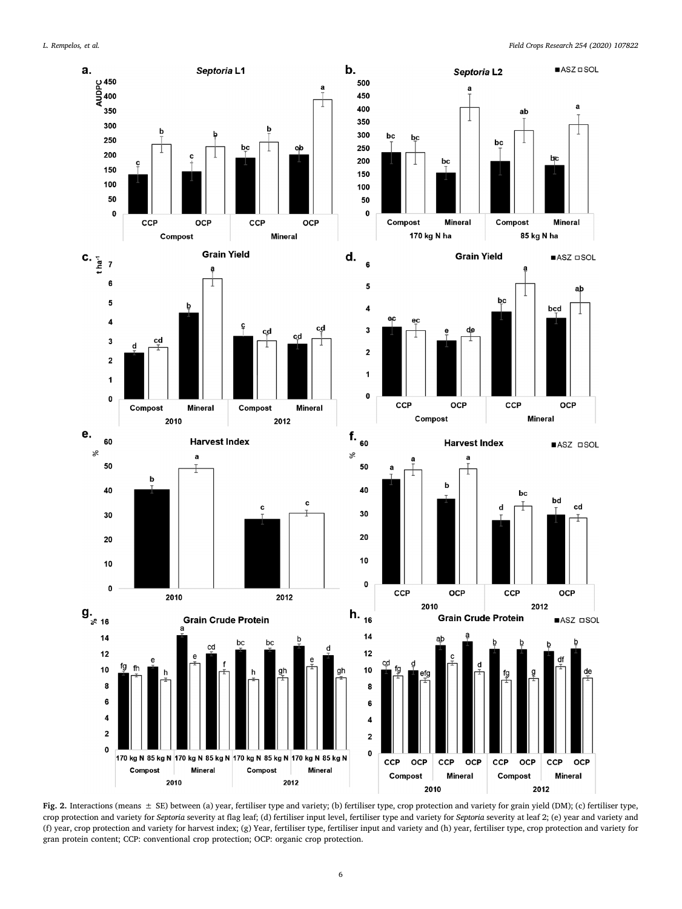**Fig. 2.** Interactions (means ± SE) between (a) year, fertiliser type and variety; (b) fertiliser type, crop protection and variety for grain yield (DM); (c) fertiliser type, crop protection and variety for *Septoria* severity at flag leaf; (d) fertiliser input level, fertiliser type and variety for *Septoria* severity at leaf 2; (e) year and variety and (f) year, crop protection and variety for harvest index; (g) Year, fertiliser type, fertiliser input and variety and (h) year, fertiliser type, crop protection and variety for gran protein content; CCP: conventional crop protection; OCP: organic crop protection.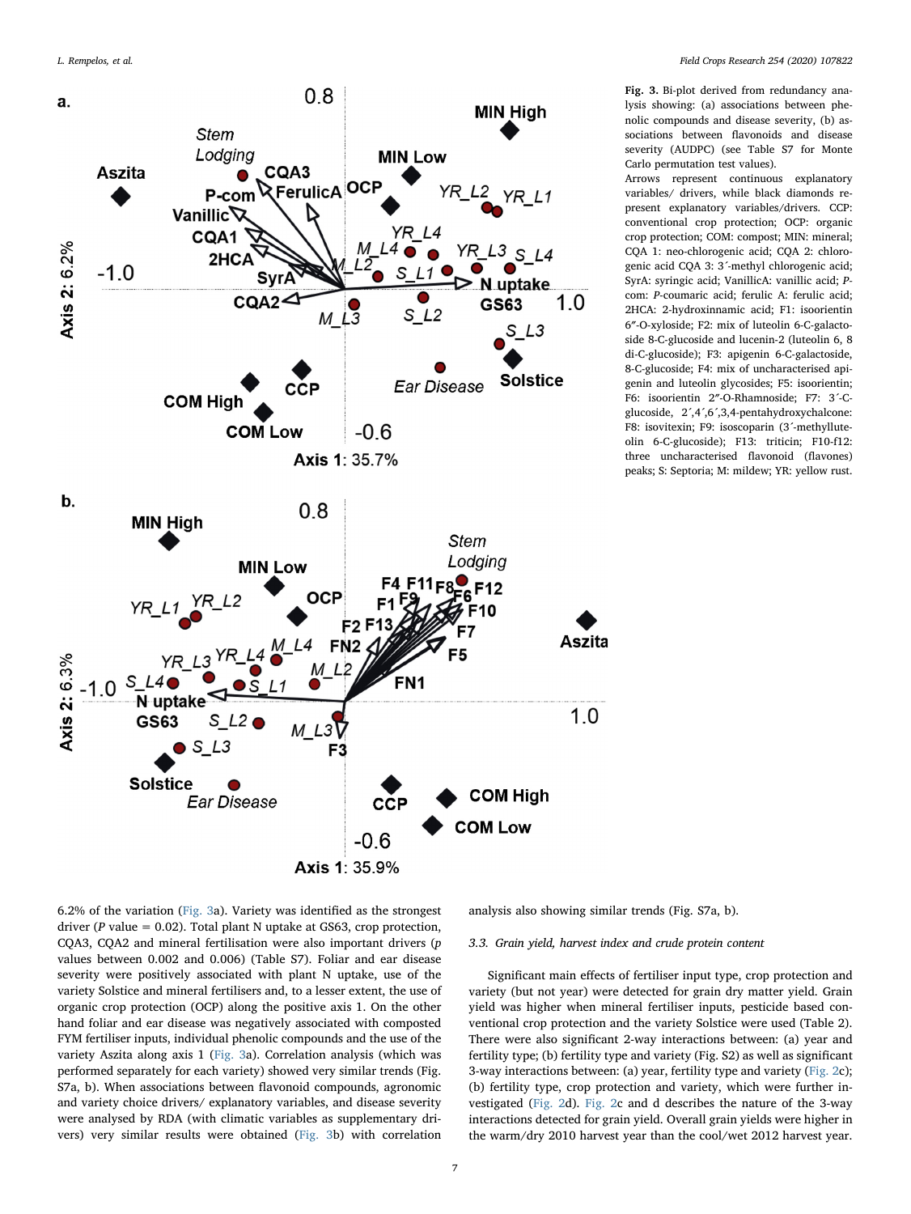**Fig. 3.** Bi-plot derived from redundancy analysis showing: (a) associations between phenolic compounds and disease severity, (b) associations between flavonoids and disease severity (AUDPC) (see Table S7 for Monte Carlo permutation test values).

Arrows represent continuous explanatory variables/ drivers, while black diamonds represent explanatory variables/drivers. CCP: conventional crop protection; OCP: organic crop protection; COM: compost; MIN: mineral; CQA 1: neo-chlorogenic acid; CQA 2: chlorogenic acid CQA 3: 3´-methyl chlorogenic acid; SyrA: syringic acid; VanillicA: vanillic acid; P-com: *P*-coumaric acid; ferulic A: ferulic acid; 2HCA: 2-hydroxinnamic acid; F1: isoorientin 6″-O-xyloside; F2: mix of luteolin 6-C-galactoside 8-C-glucoside and lucenin-2 (luteolin 6, 8 di-C-glucoside); F3: apigenin 6-C-galactoside, 8-C-glucoside; F4: mix of uncharacterised apigenin and luteolin glycosides; F5: isoorientin; F6: isoorientin 2″-O-Rhamnoside; F7: 3´-C-glucoside, 2´,4´,6´,3,4-pentahydroxychalcone: F8: isovitexin; F9: isoscoparin (3´-methyllute-olin 6-C-glucoside); F13: triticin; F10-f12: three uncharacterised flavonoid (flavones) peaks; S: Septoria; M: mildew; YR: yellow rust.

6.2% of the variation (Fig. 3a). Variety was identified as the strongest driver (P value = 0.02). Total plant N uptake at GS63, crop protection, CQA3, CQA2 and mineral fertilisation were also important drivers (p values between 0.002 and 0.006) (Table S7). Foliar and ear disease severity were positively associated with plant N uptake, use of the variety Solstice and mineral fertilisers and, to a lesser extent, the use of organic crop protection (OCP) along the positive axis 1. On the other hand foliar and ear disease was negatively associated with composted FYM fertiliser inputs, individual phenolic compounds and the use of the variety Aszita along axis 1 (Fig. 3a). Correlation analysis (which was performed separately for each variety) showed very similar trends (Fig. S7a, b). When associations between flavonoid compounds, agronomic and variety choice drivers/ explanatory variables, and disease severity were analysed by RDA (with climatic variables as supplementary drivers) very similar results were obtained (Fig. 3b) with correlation analysis also showing similar trends (Fig. S7a, b).

### 3.3. Grain yield, harvest index and crude protein content

Significant main effects of fertiliser input type, crop protection and variety (but not year) were detected for grain dry matter yield. Grain yield was higher when mineral fertiliser inputs, pesticide based conventional crop protection and the variety Solstice were used (Table 2). There were also significant 2-way interactions between: (a) year and fertility type; (b) fertility type and variety (Fig. S2) as well as significant 3-way interactions between: (a) year, fertility type and variety (Fig. 2c); (b) fertility type, crop protection and variety, which were further investigated (Fig. 2d). Fig. 2c and d describes the nature of the 3-way interactions detected for grain yield. Overall grain yields were higher in the warm/dry 2010 harvest year than the cool/wet 2012 harvest year.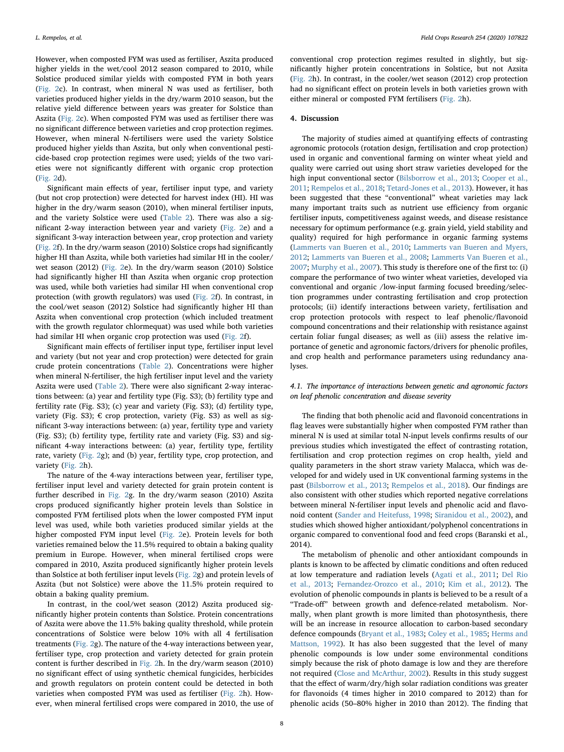However, when composted FYM was used as fertiliser, Aszita produced higher yields in the wet/cool 2012 season compared to 2010, while Solstice produced similar yields with composted FYM in both years (Fig. 2c). In contrast, when mineral N was used as fertiliser, both varieties produced higher yields in the dry/warm 2010 season, but the relative yield difference between years was greater for Solstice than Aszita (Fig. 2c). When composted FYM was used as fertiliser there was no significant difference between varieties and crop protection regimes. However, when mineral N-fertilisers were used the variety Solstice produced higher yields than Aszita, but only when conventional pesticide-based crop protection regimes were used; yields of the two varieties were not significantly different with organic crop protection (Fig. 2d).

Significant main effects of year, fertiliser input type, and variety (but not crop protection) were detected for harvest index (HI). HI was higher in the dry/warm season (2010), when mineral fertiliser inputs, and the variety Solstice were used (Table 2). There was also a significant 2-way interaction between year and variety (Fig. 2e) and a significant 3-way interaction between year, crop protection and variety (Fig. 2f). In the dry/warm season (2010) Solstice crops had significantly higher HI than Aszita, while both varieties had similar HI in the cooler/wet season (2012) (Fig. 2e). In the dry/warm season (2010) Solstice had significantly higher HI than Aszita when organic crop protection was used, while both varieties had similar HI when conventional crop protection (with growth regulators) was used (Fig. 2f). In contrast, in the cool/wet season (2012) Solstice had significantly higher HI than Aszita when conventional crop protection (which included treatment with the growth regulator chlormequat) was used while both varieties had similar HI when organic crop protection was used (Fig. 2f).

Significant main effects of fertiliser input type, fertiliser input level and variety (but not year and crop protection) were detected for grain crude protein concentrations (Table 2). Concentrations were higher when mineral N-fertiliser, the high fertiliser input level and the variety Aszita were used (Table 2). There were also significant 2-way interactions between: (a) year and fertility type (Fig. S3); (b) fertility type and fertility rate (Fig. S3); (c) year and variety (Fig. S3); (d) fertility type, variety (Fig. S3); € crop protection, variety (Fig. S3) as well as significant 3-way interactions between: (a) year, fertility type and variety (Fig. S3); (b) fertility type, fertility rate and variety (Fig. S3) and significant 4-way interactions between: (a) year, fertility type, fertility rate, variety (Fig. 2g); and (b) year, fertility type, crop protection, and variety (Fig. 2h).

The nature of the 4-way interactions between year, fertiliser type, fertiliser input level and variety detected for grain protein content is further described in Fig. 2g. In the dry/warm season (2010) Aszita crops produced significantly higher protein levels than Solstice in composted FYM fertilised plots when the lower composted FYM input level was used, while both varieties produced similar yields at the higher composted FYM input level (Fig. 2e). Protein levels for both varieties remained below the 11.5% required to obtain a baking quality premium in Europe. However, when mineral fertilised crops were compared in 2010, Aszita produced significantly higher protein levels than Solstice at both fertiliser input levels (Fig. 2g) and protein levels of Aszita (but not Solstice) were above the 11.5% protein required to obtain a baking quality premium.

In contrast, in the cool/wet season (2012) Aszita produced significantly higher protein contents than Solstice. Protein concentrations of Aszita were above the 11.5% baking quality threshold, while protein concentrations of Solstice were below 10% with all 4 fertilisation treatments (Fig. 2g). The nature of the 4-way interactions between year, fertiliser type, crop protection and variety detected for grain protein content is further described in Fig. 2h. In the dry/warm season (2010) no significant effect of using synthetic chemical fungicides, herbicides and growth regulators on protein content could be detected in both varieties when composted FYM was used as fertiliser (Fig. 2h). However, when mineral fertilised crops were compared in 2010, the use of conventional crop protection regimes resulted in slightly, but significantly higher protein concentrations in Solstice, but not Azsita (Fig. 2h). In contrast, in the cooler/wet season (2012) crop protection had no significant effect on protein levels in both varieties grown with either mineral or composted FYM fertilisers (Fig. 2h).

## 4. Discussion

The majority of studies aimed at quantifying effects of contrasting agronomic protocols (rotation design, fertilisation and crop protection) used in organic and conventional farming on winter wheat yield and quality were carried out using short straw varieties developed for the high input conventional sector (Bilsborrow et al., 2013; Cooper et al., 2011; Rempelos et al., 2018; Tetard-Jones et al., 2013). However, it has been suggested that these "conventional" wheat varieties may lack many important traits such as nutrient use efficiency from organic fertiliser inputs, competitiveness against weeds, and disease resistance necessary for optimum performance (e.g. grain yield, yield stability and quality) required for high performance in organic farming systems (Lammerts van Bueren et al., 2010; Lammerts van Bueren and Myers, 2012; Lammerts van Bueren et al., 2008; Lammerts Van Bueren et al., 2007; Murphy et al., 2007). This study is therefore one of the first to: (i) compare the performance of two winter wheat varieties, developed via conventional and organic /low-input farming focused breeding/selection programmes under contrasting fertilisation and crop protection protocols; (ii) identify interactions between variety, fertilisation and crop protection protocols with respect to leaf phenolic/flavonoid compound concentrations and their relationship with resistance against certain foliar fungal diseases; as well as (iii) assess the relative importance of genetic and agronomic factors/drivers for phenolic profiles, and crop health and performance parameters using redundancy analyses.

### 4.1. The importance of interactions between genetic and agronomic factors on leaf phenolic concentration and disease severity

The finding that both phenolic acid and flavonoid concentrations in flag leaves were substantially higher when composted FYM rather than mineral N is used at similar total N-input levels confirms results of our previous studies which investigated the effect of contrasting rotation, fertilisation and crop protection regimes on crop health, yield and quality parameters in the short straw variety Malacca, which was developed for and widely used in UK conventional farming systems in the past (Bilsborrow et al., 2013; Rempelos et al., 2018). Our findings are also consistent with other studies which reported negative correlations between mineral N-fertiliser input levels and phenolic acid and flavonoid content (Sander and Heitefuss, 1998; Siranidou et al., 2002), and studies which showed higher antioxidant/polyphenol concentrations in organic compared to conventional food and feed crops (Baranski et al., 2014).

The metabolism of phenolic and other antioxidant compounds in plants is known to be affected by climatic conditions and often reduced at low temperature and radiation levels (Agati et al., 2011; Del Rio et al., 2013; Fernandez-Orozco et al., 2010; Kim et al., 2012). The evolution of phenolic compounds in plants is believed to be a result of a "Trade-off" between growth and defence-related metabolism. Normally, when plant growth is more limited than photosynthesis, there will be an increase in resource allocation to carbon-based secondary defence compounds (Bryant et al., 1983; Coley et al., 1985; Herms and Mattson, 1992). It has also been suggested that the level of many phenolic compounds is low under some environmental conditions simply because the risk of photo damage is low and they are therefore not required (Close and McArthur, 2002). Results in this study suggest that the effect of warm/dry/high solar radiation conditions was greater for flavonoids (4 times higher in 2010 compared to 2012) than for phenolic acids (50–80% higher in 2010 than 2012). The finding that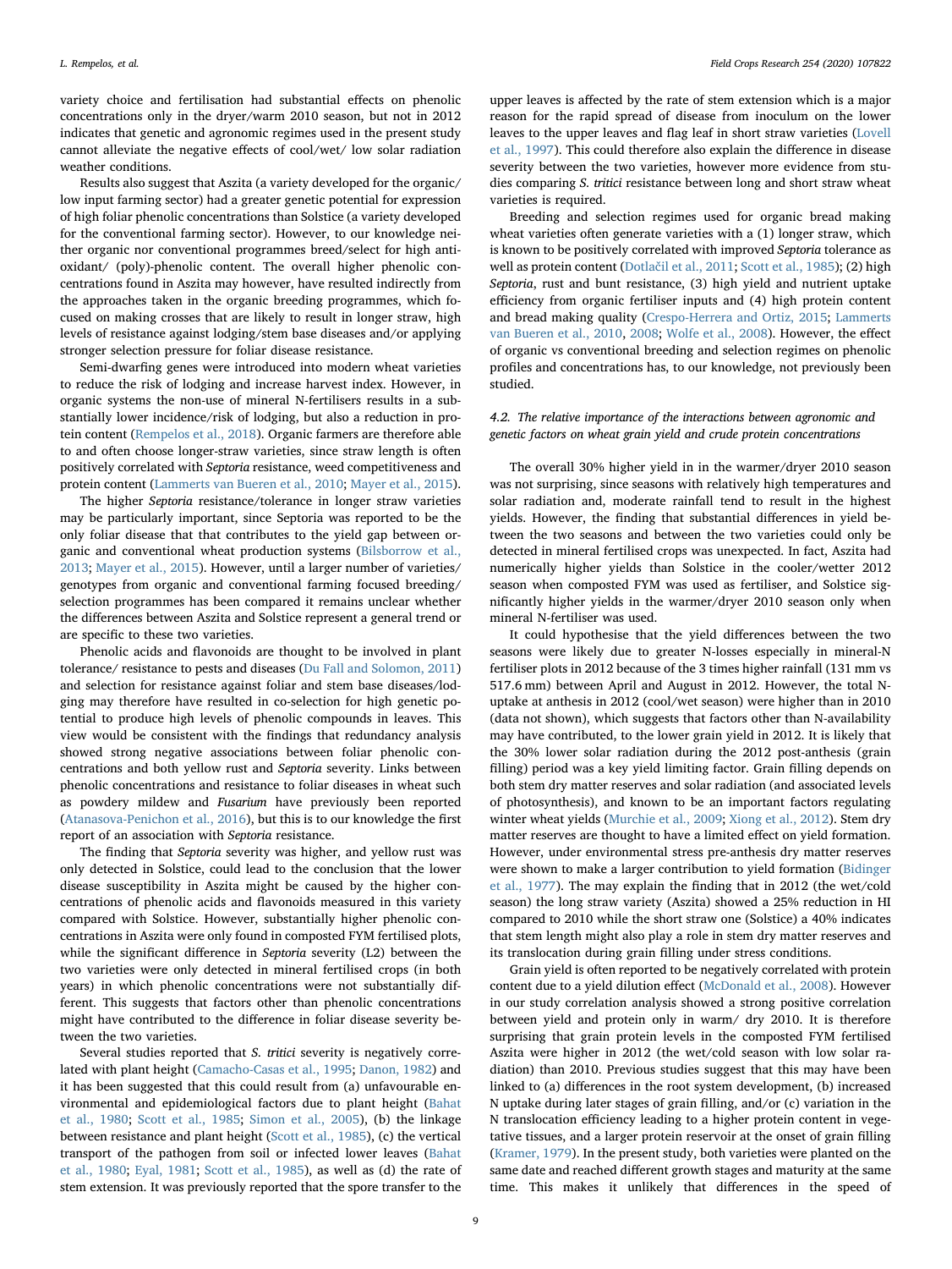variety choice and fertilisation had substantial effects on phenolic concentrations only in the dryer/warm 2010 season, but not in 2012 indicates that genetic and agronomic regimes used in the present study cannot alleviate the negative effects of cool/wet/ low solar radiation weather conditions.

Results also suggest that Aszita (a variety developed for the organic/ low input farming sector) had a greater genetic potential for expression of high foliar phenolic concentrations than Solstice (a variety developed for the conventional farming sector). However, to our knowledge neither organic nor conventional programmes breed/select for high antioxidant/ (poly)-phenolic content. The overall higher phenolic concentrations found in Aszita may however, have resulted indirectly from the approaches taken in the organic breeding programmes, which focused on making crosses that are likely to result in longer straw, high levels of resistance against lodging/stem base diseases and/or applying stronger selection pressure for foliar disease resistance.

Semi-dwarfing genes were introduced into modern wheat varieties to reduce the risk of lodging and increase harvest index. However, in organic systems the non-use of mineral N-fertilisers results in a substantially lower incidence/risk of lodging, but also a reduction in protein content (Rempelos et al., 2018). Organic farmers are therefore able to and often choose longer-straw varieties, since straw length is often positively correlated with *Septoria* resistance, weed competitiveness and protein content (Lammerts van Bueren et al., 2010; Mayer et al., 2015).

The higher *Septoria* resistance/tolerance in longer straw varieties may be particularly important, since Septoria was reported to be the only foliar disease that that contributes to the yield gap between organic and conventional wheat production systems (Bilsborrow et al., 2013; Mayer et al., 2015). However, until a larger number of varieties/ genotypes from organic and conventional farming focused breeding/ selection programmes has been compared it remains unclear whether the differences between Aszita and Solstice represent a general trend or are specific to these two varieties.

Phenolic acids and flavonoids are thought to be involved in plant tolerance/ resistance to pests and diseases (Du Fall and Solomon, 2011) and selection for resistance against foliar and stem base diseases/lodging may therefore have resulted in co-selection for high genetic potential to produce high levels of phenolic compounds in leaves. This view would be consistent with the findings that redundancy analysis showed strong negative associations between foliar phenolic concentrations and both yellow rust and *Septoria* severity. Links between phenolic concentrations and resistance to foliar diseases in wheat such as powdery mildew and *Fusarium* have previously been reported (Atanasova-Penichon et al., 2016), but this is to our knowledge the first report of an association with *Septoria* resistance.

The finding that *Septoria* severity was higher, and yellow rust was only detected in Solstice, could lead to the conclusion that the lower disease susceptibility in Aszita might be caused by the higher concentrations of phenolic acids and flavonoids measured in this variety compared with Solstice. However, substantially higher phenolic concentrations in Aszita were only found in composted FYM fertilised plots, while the significant difference in *Septoria* severity (L2) between the two varieties were only detected in mineral fertilised crops (in both years) in which phenolic concentrations were not substantially different. This suggests that factors other than phenolic concentrations might have contributed to the difference in foliar disease severity between the two varieties.

Several studies reported that *S. tritici* severity is negatively correlated with plant height (Camacho-Casas et al., 1995; Danon, 1982) and it has been suggested that this could result from (a) unfavourable environmental and epidemiological factors due to plant height (Bahat et al., 1980; Scott et al., 1985; Simon et al., 2005), (b) the linkage between resistance and plant height (Scott et al., 1985), (c) the vertical transport of the pathogen from soil or infected lower leaves (Bahat et al., 1980; Eyal, 1981; Scott et al., 1985), as well as (d) the rate of stem extension. It was previously reported that the spore transfer to the upper leaves is affected by the rate of stem extension which is a major reason for the rapid spread of disease from inoculum on the lower leaves to the upper leaves and flag leaf in short straw varieties (Lovell et al., 1997). This could therefore also explain the difference in disease severity between the two varieties, however more evidence from studies comparing *S. tritici* resistance between long and short straw wheat varieties is required.

Breeding and selection regimes used for organic bread making wheat varieties often generate varieties with a (1) longer straw, which is known to be positively correlated with improved *Septoria* tolerance as well as protein content (Dotlačil et al., 2011; Scott et al., 1985); (2) high *Septoria*, rust and bunt resistance, (3) high yield and nutrient uptake efficiency from organic fertiliser inputs and (4) high protein content and bread making quality (Crespo-Herrera and Ortiz, 2015; Lammerts van Bueren et al., 2010, 2008; Wolfe et al., 2008). However, the effect of organic vs conventional breeding and selection regimes on phenolic profiles and concentrations has, to our knowledge, not previously been studied.

### 4.2. The relative importance of the interactions between agronomic and genetic factors on wheat grain yield and crude protein concentrations

The overall 30% higher yield in in the warmer/dryer 2010 season was not surprising, since seasons with relatively high temperatures and solar radiation and, moderate rainfall tend to result in the highest yields. However, the finding that substantial differences in yield between the two seasons and between the two varieties could only be detected in mineral fertilised crops was unexpected. In fact, Aszita had numerically higher yields than Solstice in the cooler/wetter 2012 season when composted FYM was used as fertiliser, and Solstice significantly higher yields in the warmer/dryer 2010 season only when mineral N-fertiliser was used.

It could hypothesise that the yield differences between the two seasons were likely due to greater N-losses especially in mineral-N fertiliser plots in 2012 because of the 3 times higher rainfall (131 mm vs 517.6 mm) between April and August in 2012. However, the total N-uptake at anthesis in 2012 (cool/wet season) were higher than in 2010 (data not shown), which suggests that factors other than N-availability may have contributed, to the lower grain yield in 2012. It is likely that the 30% lower solar radiation during the 2012 post-anthesis (grain filling) period was a key yield limiting factor. Grain filling depends on both stem dry matter reserves and solar radiation (and associated levels of photosynthesis), and known to be an important factors regulating winter wheat yields (Murchie et al., 2009; Xiong et al., 2012). Stem dry matter reserves are thought to have a limited effect on yield formation. However, under environmental stress pre-anthesis dry matter reserves were shown to make a larger contribution to yield formation (Bidinger et al., 1977). The may explain the finding that in 2012 (the wet/cold season) the long straw variety (Aszita) showed a 25% reduction in HI compared to 2010 while the short straw one (Solstice) a 40% indicates that stem length might also play a role in stem dry matter reserves and its translocation during grain filling under stress conditions.

Grain yield is often reported to be negatively correlated with protein content due to a yield dilution effect (McDonald et al., 2008). However in our study correlation analysis showed a strong positive correlation between yield and protein only in warm/ dry 2010. It is therefore surprising that grain protein levels in the composted FYM fertilised Aszita were higher in 2012 (the wet/cold season with low solar radiation) than 2010. Previous studies suggest that this may have been linked to (a) differences in the root system development, (b) increased N uptake during later stages of grain filling, and/or (c) variation in the N translocation efficiency leading to a higher protein content in vegetative tissues, and a larger protein reservoir at the onset of grain filling (Kramer, 1979). In the present study, both varieties were planted on the same date and reached different growth stages and maturity at the same time. This makes it unlikely that differences in the speed of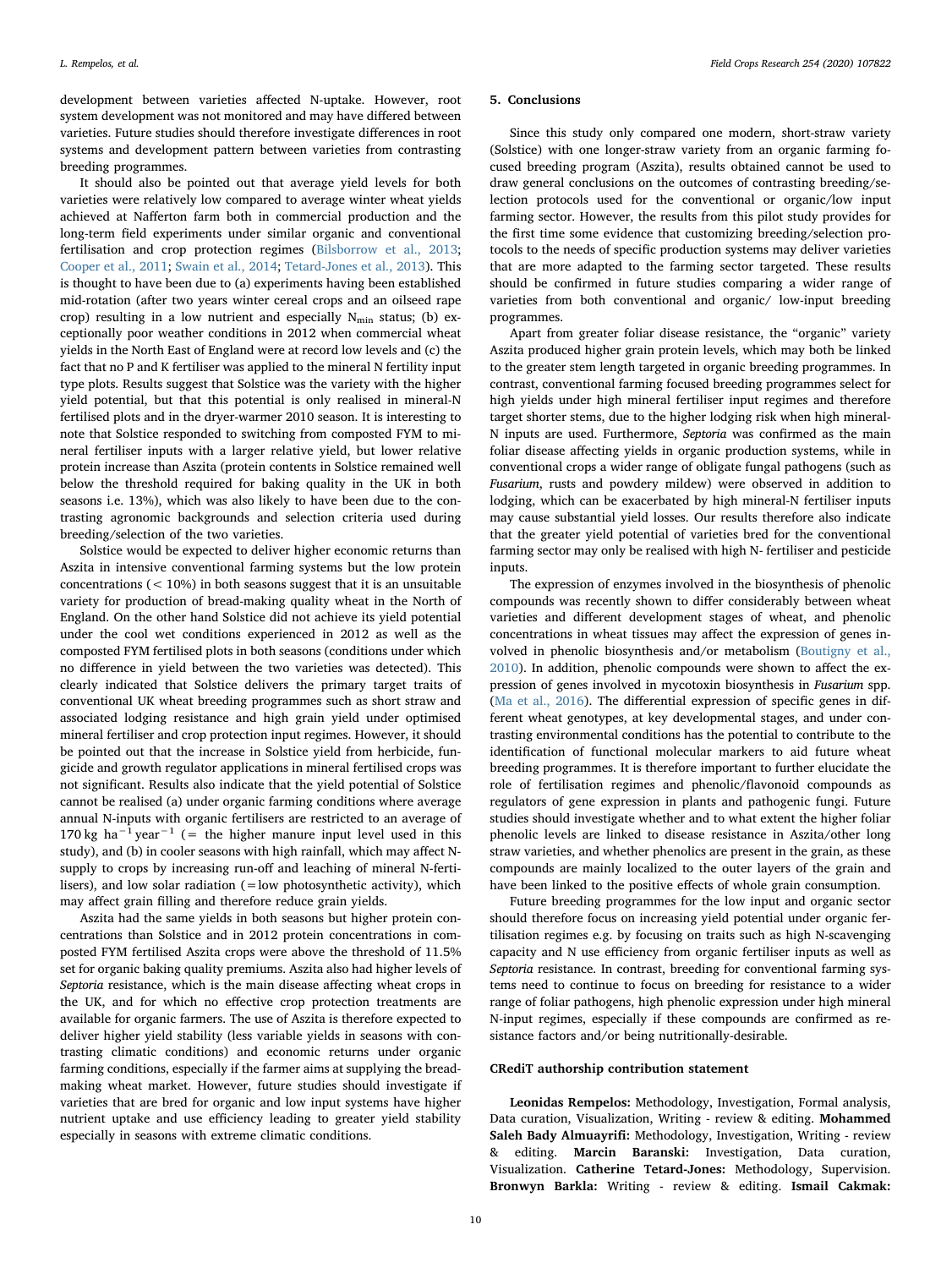development between varieties affected N-uptake. However, root system development was not monitored and may have differed between varieties. Future studies should therefore investigate differences in root systems and development pattern between varieties from contrasting breeding programmes.

It should also be pointed out that average yield levels for both varieties were relatively low compared to average winter wheat yields achieved at Nafferton farm both in commercial production and the long-term field experiments under similar organic and conventional fertilisation and crop protection regimes (Bilsborrow et al., 2013; Cooper et al., 2011; Swain et al., 2014; Tetard-Jones et al., 2013). This is thought to have been due to (a) experiments having been established mid-rotation (after two years winter cereal crops and an oilseed rape crop) resulting in a low nutrient and especially $N_{min}$ status; (b) exceptionally poor weather conditions in 2012 when commercial wheat yields in the North East of England were at record low levels and (c) the fact that no P and K fertiliser was applied to the mineral N fertility input type plots. Results suggest that Solstice was the variety with the higher yield potential, but that this potential is only realised in mineral-N fertilised plots and in the dryer-warmer 2010 season. It is interesting to note that Solstice responded to switching from composted FYM to mineral fertiliser inputs with a larger relative yield, but lower relative protein increase than Aszita (protein contents in Solstice remained well below the threshold required for baking quality in the UK in both seasons i.e. 13%), which was also likely to have been due to the contrasting agronomic backgrounds and selection criteria used during breeding/selection of the two varieties.

Solstice would be expected to deliver higher economic returns than Aszita in intensive conventional farming systems but the low protein concentrations (< 10%) in both seasons suggest that it is an unsuitable variety for production of bread-making quality wheat in the North of England. On the other hand Solstice did not achieve its yield potential under the cool wet conditions experienced in 2012 as well as the composted FYM fertilised plots in both seasons (conditions under which no difference in yield between the two varieties was detected). This clearly indicated that Solstice delivers the primary target traits of conventional UK wheat breeding programmes such as short straw and associated lodging resistance and high grain yield under optimised mineral fertiliser and crop protection input regimes. However, it should be pointed out that the increase in Solstice yield from herbicide, fungicide and growth regulator applications in mineral fertilised crops was not significant. Results also indicate that the yield potential of Solstice cannot be realised (a) under organic farming conditions where average annual N-inputs with organic fertilisers are restricted to an average of 170 kg $ha^{-1}$ $year^{-1}$ (= the higher manure input level used in this study), and (b) in cooler seasons with high rainfall, which may affect N-supply to crops by increasing run-off and leaching of mineral N-fertilisers), and low solar radiation (= low photosynthetic activity), which may affect grain filling and therefore reduce grain yields.

Aszita had the same yields in both seasons but higher protein concentrations than Solstice and in 2012 protein concentrations in composted FYM fertilised Aszita crops were above the threshold of 11.5% set for organic baking quality premiums. Aszita also had higher levels of *Septoria* resistance, which is the main disease affecting wheat crops in the UK, and for which no effective crop protection treatments are available for organic farmers. The use of Aszita is therefore expected to deliver higher yield stability (less variable yields in seasons with contrasting climatic conditions) and economic returns under organic farming conditions, especially if the farmer aims at supplying the bread-making wheat market. However, future studies should investigate if varieties that are bred for organic and low input systems have higher nutrient uptake and use efficiency leading to greater yield stability especially in seasons with extreme climatic conditions.

## 5. Conclusions

Since this study only compared one modern, short-straw variety (Solstice) with one longer-straw variety from an organic farming focused breeding program (Aszita), results obtained cannot be used to draw general conclusions on the outcomes of contrasting breeding/selection protocols used for the conventional or organic/low input farming sector. However, the results from this pilot study provides for the first time some evidence that customizing breeding/selection protocols to the needs of specific production systems may deliver varieties that are more adapted to the farming sector targeted. These results should be confirmed in future studies comparing a wider range of varieties from both conventional and organic/ low-input breeding programmes.

Apart from greater foliar disease resistance, the "organic" variety Aszita produced higher grain protein levels, which may both be linked to the greater stem length targeted in organic breeding programmes. In contrast, conventional farming focused breeding programmes select for high yields under high mineral fertiliser input regimes and therefore target shorter stems, due to the higher lodging risk when high mineral-N inputs are used. Furthermore, *Septoria* was confirmed as the main foliar disease affecting yields in organic production systems, while in conventional crops a wider range of obligate fungal pathogens (such as *Fusarium*, rusts and powdery mildew) were observed in addition to lodging, which can be exacerbated by high mineral-N fertiliser inputs may cause substantial yield losses. Our results therefore also indicate that the greater yield potential of varieties bred for the conventional farming sector may only be realised with high N- fertiliser and pesticide inputs.

The expression of enzymes involved in the biosynthesis of phenolic compounds was recently shown to differ considerably between wheat varieties and different development stages of wheat, and phenolic concentrations in wheat tissues may affect the expression of genes involved in phenolic biosynthesis and/or metabolism (Boutigny et al., 2010). In addition, phenolic compounds were shown to affect the expression of genes involved in mycotoxin biosynthesis in *Fusarium* spp. (Ma et al., 2016). The differential expression of specific genes in different wheat genotypes, at key developmental stages, and under contrasting environmental conditions has the potential to contribute to the identification of functional molecular markers to aid future wheat breeding programmes. It is therefore important to further elucidate the role of fertilisation regimes and phenolic/flavonoid compounds as regulators of gene expression in plants and pathogenic fungi. Future studies should investigate whether and to what extent the higher foliar phenolic levels are linked to disease resistance in Aszita/other long straw varieties, and whether phenolics are present in the grain, as these compounds are mainly localized to the outer layers of the grain and have been linked to the positive effects of whole grain consumption.

Future breeding programmes for the low input and organic sector should therefore focus on increasing yield potential under organic fertilisation regimes e.g. by focusing on traits such as high N-scavenging capacity and N use efficiency from organic fertiliser inputs as well as *Septoria* resistance. In contrast, breeding for conventional farming systems need to continue to focus on breeding for resistance to a wider range of foliar pathogens, high phenolic expression under high mineral N-input regimes, especially if these compounds are confirmed as resistance factors and/or being nutritionally-desirable.

## CRediT authorship contribution statement

**Leonidas Rempelos:** Methodology, Investigation, Formal analysis, Data curation, Visualization, Writing - review & editing. **Mohammed Saleh Bady Almuayrifi:** Methodology, Investigation, Writing - review & editing. **Marcin Baranski:** Investigation, Data curation, Visualization. **Catherine Tetard-Jones:** Methodology, Supervision. **Bronwyn Barkla:** Writing - review & editing. **Ismail Cakmak:**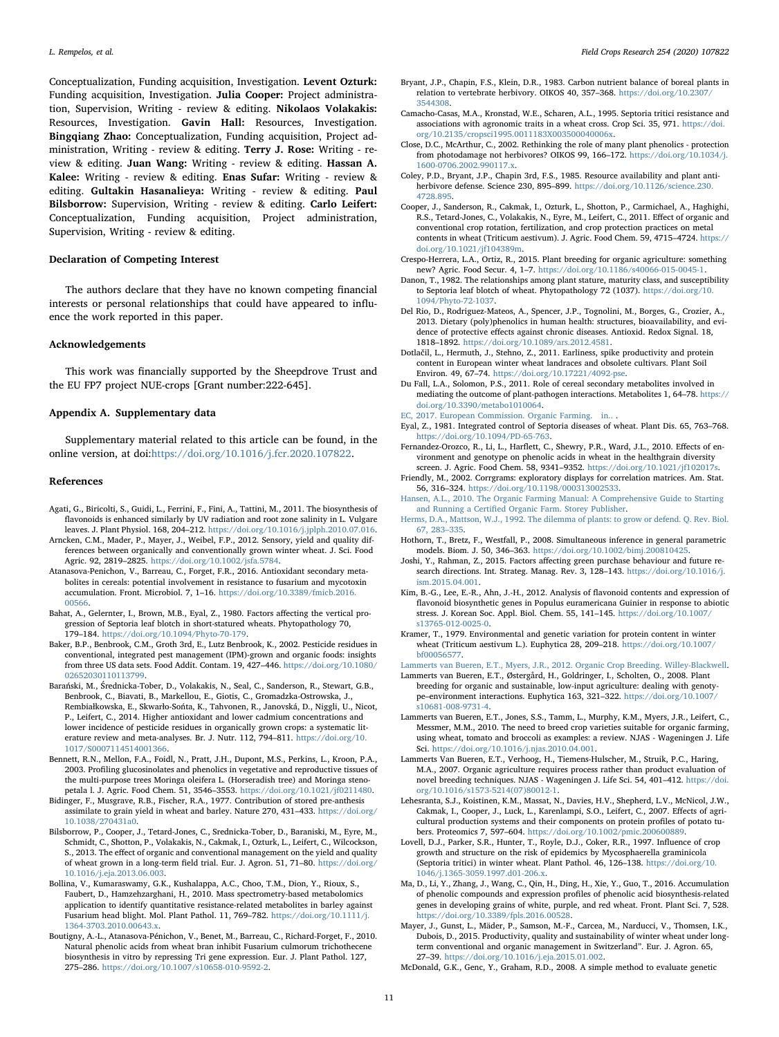Conceptualization, Funding acquisition, Investigation. **Levent Ozturk:** Funding acquisition, Investigation. **Julia Cooper:** Project administration, Supervision, Writing - review & editing. **Nikolaos Volakakis:** Resources, Investigation. **Gavin Hall:** Resources, Investigation. **Bingqiang Zhao:** Conceptualization, Funding acquisition, Project administration, Writing - review & editing. **Terry J. Rose:** Writing - review & editing. **Juan Wang:** Writing - review & editing. **Hassan A. Kalee:** Writing - review & editing. **Enas Sufar:** Writing - review & editing. **Gultakin Hasanalieya:** Writing - review & editing. **Paul Bilsborrow:** Supervision, Writing - review & editing. **Carlo Leifert:** Conceptualization, Funding acquisition, Project administration, Supervision, Writing - review & editing.

## Declaration of Competing Interest

The authors declare that they have no known competing financial interests or personal relationships that could have appeared to influence the work reported in this paper.

## Acknowledgements

This work was financially supported by the Sheepdrove Trust and the EU FP7 project NUE-crops [Grant number:222-645].

## Appendix A. Supplementary data

Supplementary material related to this article can be found, in the online version, at doi:https://doi.org/10.1016/j.fcr.2020.107822.

## References

Agati, G., Biricolti, S., Guidi, L., Ferrini, F., Fini, A., Tattini, M., 2011. The biosynthesis of flavonoids is enhanced similarly by UV radiation and root zone salinity in L. Vulgare leaves. J. Plant Physiol. 168, 204–212. https://doi.org/10.1016/j.jplph.2010.07.016.

Arncken, C.M., Mader, P., Mayer, J., Weibel, F.P., 2012. Sensory, yield and quality differences between organically and conventionally grown winter wheat. J. Sci. Food Agric. 92, 2819–2825. https://doi.org/10.1002/jsfa.5784.

Atanasova-Penichon, V., Barreau, C., Forget, F.R., 2016. Antioxidant secondary metabolites in cereals: potential involvement in resistance to fusarium and mycotoxin accumulation. Front. Microbiol. 7, 1–16. https://doi.org/10.3389/fmicb.2016.00566.

Bahat, A., Gelernter, I., Brown, M.B., Eyal, Z., 1980. Factors affecting the vertical progression of Septoria leaf blotch in short-statured wheats. Phytopathology 70, 179–184. https://doi.org/10.1094/Phyto-70-179.

Baker, B.P., Benbrook, C.M., Groth 3rd, E., Lutz Benbrook, K., 2002. Pesticide residues in conventional, integrated pest management (IPM)-grown and organic foods: insights from three US data sets. Food Addit. Contam. 19, 427–446. https://doi.org/10.1080/02652030110113799.

Barański, M., Średnicka-Tober, D., Volakakis, N., Seal, C., Sanderson, R., Stewart, G.B., Benbrook, C., Biavati, B., Markellou, E., Giotis, C., Gromadzka-Ostrowska, J., Rembiałkowska, E., Skwarło-Sońta, K., Tahvonen, R., Janovská, D., Niggli, U., Nicot, P., Leifert, C., 2014. Higher antioxidant and lower cadmium concentrations and lower incidence of pesticide residues in organically grown crops: a systematic literature review and meta-analyses. Br. J. Nutr. 112, 794–811. https://doi.org/10.1017/S0007114514001366.

Bennett, R.N., Mellon, F.A., Foidl, N., Pratt, J.H., Dupont, M.S., Perkins, L., Kroon, P.A., 2003. Profiling glucosinolates and phenolics in vegetative and reproductive tissues of the multi-purpose trees Moringa oleifera L. (Horseradish tree) and Moringa stenopetala l. J. Agric. Food Chem. 51, 3546–3553. https://doi.org/10.1021/jf0211480.

Bidinger, F., Musgrave, R.B., Fischer, R.A., 1977. Contribution of stored pre-anthesis assimilate to grain yield in wheat and barley. Nature 270, 431–433. https://doi.org/10.1038/270431a0.

Bilsborrow, P., Cooper, J., Tetard-Jones, C., Srednicka-Tober, D., Baraniski, M., Eyre, M., Schmidt, C., Shotton, P., Volakakis, N., Cakmak, I., Ozturk, L., Leifert, C., Wilcockson, S., 2013. The effect of organic and conventional management on the yield and quality of wheat grown in a long-term field trial. Eur. J. Agron. 51, 71–80. https://doi.org/10.1016/j.eja.2013.06.003.

Bollina, V., Kumaraswamy, G.K., Kushalappa, A.C., Choo, T.M., Dion, Y., Rioux, S., Faubert, D., Hamzehzarghani, H., 2010. Mass spectrometry-based metabolomics application to identify quantitative resistance-related metabolites in barley against Fusarium head blight. Mol. Plant Pathol. 11, 769–782. https://doi.org/10.1111/j.1364-3703.2010.00643.x.

Boutigny, A.-L., Atanasova-Pénichon, V., Benet, M., Barreau, C., Richard-Forget, F., 2010. Natural phenolic acids from wheat bran inhibit Fusarium culmorum trichothecene biosynthesis in vitro by repressing Tri gene expression. Eur. J. Plant Pathol. 127, 275–286. https://doi.org/10.1007/s10658-010-9592-2.

Bryant, J.P., Chapin, F.S., Klein, D.R., 1983. Carbon nutrient balance of boreal plants in relation to vertebrate herbivory. OIKOS 40, 357–368. https://doi.org/10.2307/3544308.

Camacho-Casas, M.A., Kronstad, W.E., Scharen, A.L., 1995. Septoria tritici resistance and associations with agronomic traits in a wheat cross. Crop Sci. 35, 971. https://doi.org/10.2135/cropsci1995.0011183X003500040006x.

Close, D.C., McArthur, C., 2002. Rethinking the role of many plant phenolics - protection from photodamage not herbivores? OIKOS 99, 166–172. https://doi.org/10.1034/j.1600-0706.2002.990117.x.

Coley, P.D., Bryant, J.P., Chapin 3rd, F.S., 1985. Resource availability and plant antiherbivore defense. Science 230, 895–899. https://doi.org/10.1126/science.230.4728.895.

Cooper, J., Sanderson, R., Cakmak, I., Ozturk, L., Shotton, P., Carmichael, A., Haghighi, R.S., Tetard-Jones, C., Volakakis, N., Eyre, M., Leifert, C., 2011. Effect of organic and conventional crop rotation, fertilization, and crop protection practices on metal contents in wheat (Triticum aestivum). J. Agric. Food Chem. 59, 4715–4724. https://doi.org/10.1021/jf104389m.

Crespo-Herrera, L.A., Ortiz, R., 2015. Plant breeding for organic agriculture: something new? Agric. Food Secur. 4, 1–7. https://doi.org/10.1186/s40066-015-0045-1.

Danon, T., 1982. The relationships among plant stature, maturity class, and susceptibility to Septoria leaf blotch of wheat. Phytopathology 72 (1037). https://doi.org/10.1094/Phyto-72-1037.

Del Rio, D., Rodriguez-Mateos, A., Spencer, J.P., Tognolini, M., Borges, G., Crozier, A., 2013. Dietary (poly)phenolics in human health: structures, bioavailability, and evidence of protective effects against chronic diseases. Antioxid. Redox Signal. 18, 1818–1892. https://doi.org/10.1089/ars.2012.4581.

Dotlačil, L., Hermuth, J., Stehno, Z., 2011. Earliness, spike productivity and protein content in European winter wheat landraces and obsolete cultivars. Plant Soil Environ. 49, 67–74. https://doi.org/10.17221/4092-pse.

Du Fall, L.A., Solomon, P.S., 2011. Role of cereal secondary metabolites involved in mediating the outcome of plant-pathogen interactions. Metabolites 1, 64–78. https://doi.org/10.3390/metabo1010064.

EC, 2017. European Commission. Organic Farming. in.. .

Eyal, Z., 1981. Integrated control of Septoria diseases of wheat. Plant Dis. 65, 763–768. https://doi.org/10.1094/PD-65-763.

Fernandez-Orozco, R., Li, L., Harflett, C., Shewry, P.R., Ward, J.L., 2010. Effects of environment and genotype on phenolic acids in wheat in the healthgrain diversity screen. J. Agric. Food Chem. 58, 9341–9352. https://doi.org/10.1021/jf102017s.

Friendly, M., 2002. Corrgrams: exploratory displays for correlation matrices. Am. Stat. 56, 316–324. https://doi.org/10.1198/000313002533.

Hansen, A.L., 2010. The Organic Farming Manual: A Comprehensive Guide to Starting and Running a Certified Organic Farm. Storey Publisher.

Herms, D.A., Mattson, W.J., 1992. The dilemma of plants: to grow or defend. Q. Rev. Biol. 67, 283–335.

Hothorn, T., Bretz, F., Westfall, P., 2008. Simultaneous inference in general parametric models. Biom. J. 50, 346–363. https://doi.org/10.1002/bimj.200810425.

Joshi, Y., Rahman, Z., 2015. Factors affecting green purchase behaviour and future research directions. Int. Strateg. Manag. Rev. 3, 128–143. https://doi.org/10.1016/j.ism.2015.04.001.

Kim, B.-G., Lee, E.-R., Ahn, J.-H., 2012. Analysis of flavonoid contents and expression of flavonoid biosynthetic genes in Populus euramericana Guinier in response to abiotic stress. J. Korean Soc. Appl. Biol. Chem. 55, 141–145. https://doi.org/10.1007/s13765-012-0025-0.

Kramer, T., 1979. Environmental and genetic variation for protein content in winter wheat (Triticum aestivum L.). Euphytica 28, 209–218. https://doi.org/10.1007/bf00056577.

Lammerts van Bueren, E.T., Myers, J.R., 2012. Organic Crop Breeding. Willey-Blackwell.

Lammerts van Bueren, E.T., Østergård, H., Goldringer, I., Scholten, O., 2008. Plant breeding for organic and sustainable, low-input agriculture: dealing with genotype–environment interactions. Euphytica 163, 321–322. https://doi.org/10.1007/s10681-008-9731-4.

Lammerts van Bueren, E.T., Jones, S.S., Tamm, L., Murphy, K.M., Myers, J.R., Leifert, C., Messmer, M.M., 2010. The need to breed crop varieties suitable for organic farming, using wheat, tomato and broccoli as examples: a review. NJAS - Wageningen J. Life Sci. https://doi.org/10.1016/j.njas.2010.04.001.

Lammerts Van Bueren, E.T., Verhoog, H., Tiemens-Hulscher, M., Struik, P.C., Haring, M.A., 2007. Organic agriculture requires process rather than product evaluation of novel breeding techniques. NJAS - Wageningen J. Life Sci. 54, 401–412. https://doi.org/10.1016/s1573-5214(07)80012-1.

Lehesranta, S.J., Koistinen, K.M., Massat, N., Davies, H.V., Shepherd, L.V., McNicol, J.W., Cakmak, I., Cooper, J., Luck, L., Karenlampi, S.O., Leifert, C., 2007. Effects of agricultural production systems and their components on protein profiles of potato tubers. Proteomics 7, 597–604. https://doi.org/10.1002/pmic.200600889.

Lovell, D.J., Parker, S.R., Hunter, T., Royle, D.J., Coker, R.R., 1997. Influence of crop growth and structure on the risk of epidemics by Mycosphaerella graminicola (Septoria tritici) in winter wheat. Plant Pathol. 46, 126–138. https://doi.org/10.1046/j.1365-3059.1997.d01-206.x.

Ma, D., Li, Y., Zhang, J., Wang, C., Qin, H., Ding, H., Xie, Y., Guo, T., 2016. Accumulation of phenolic compounds and expression profiles of phenolic acid biosynthesis-related genes in developing grains of white, purple, and red wheat. Front. Plant Sci. 7, 528. https://doi.org/10.3389/fpls.2016.00528.

Mayer, J., Gunst, L., Mäder, P., Samson, M.-F., Carcea, M., Narducci, V., Thomsen, I.K., Dubois, D., 2015. Productivity, quality and sustainability of winter wheat under long-term conventional and organic management in Switzerland". Eur. J. Agron. 65, 27–39. https://doi.org/10.1016/j.eja.2015.01.002.

McDonald, G.K., Genc, Y., Graham, R.D., 2008. A simple method to evaluate genetic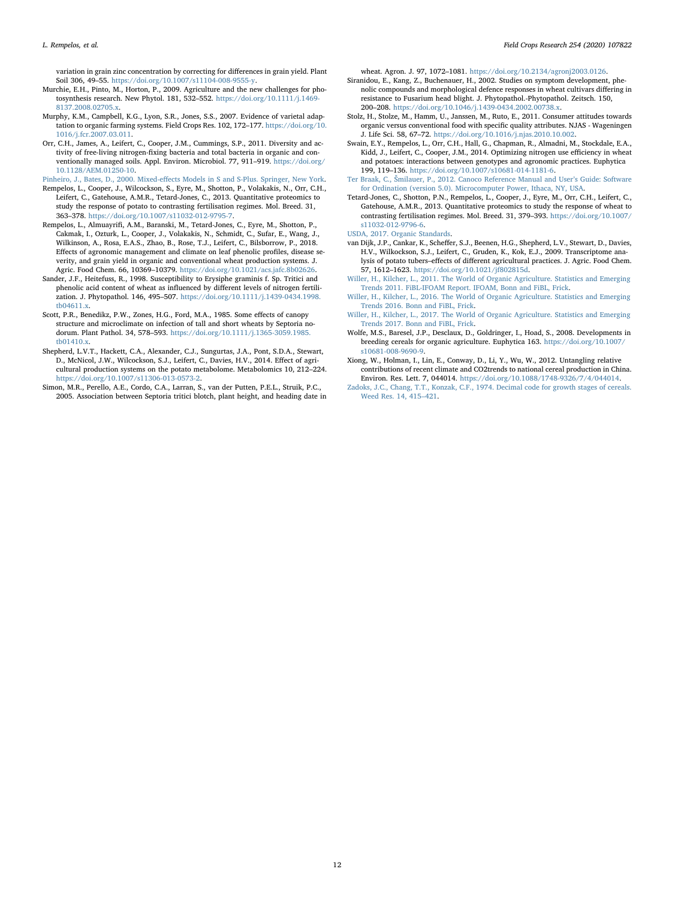variation in grain zinc concentration by correcting for differences in grain yield. Plant Soil 306, 49–55. https://doi.org/10.1007/s11104-008-9555-y.

Murchie, E.H., Pinto, M., Horton, P., 2009. Agriculture and the new challenges for photosynthesis research. New Phytol. 181, 532–552. https://doi.org/10.1111/j.1469-8137.2008.02705.x.

Murphy, K.M., Campbell, K.G., Lyon, S.R., Jones, S.S., 2007. Evidence of varietal adaptation to organic farming systems. Field Crops Res. 102, 172–177. https://doi.org/10.1016/j.fcr.2007.03.011.

Orr, C.H., James, A., Leifert, C., Cooper, J.M., Cummings, S.P., 2011. Diversity and activity of free-living nitrogen-fixing bacteria and total bacteria in organic and conventionally managed soils. Appl. Environ. Microbiol. 77, 911–919. https://doi.org/10.1128/AEM.01250-10.

Pinheiro, J., Bates, D., 2000. Mixed-effects Models in S and S-Plus. Springer, New York.

Rempelos, L., Cooper, J., Wilcockson, S., Eyre, M., Shotton, P., Volakakis, N., Orr, C.H., Leifert, C., Gatehouse, A.M.R., Tetard-Jones, C., 2013. Quantitative proteomics to study the response of potato to contrasting fertilisation regimes. Mol. Breed. 31, 363–378. https://doi.org/10.1007/s11032-012-9795-7.

Rempelos, L., Almuayrifi, A.M., Baranski, M., Tetard-Jones, C., Eyre, M., Shotton, P., Cakmak, I., Ozturk, L., Cooper, J., Volakakis, N., Schmidt, C., Sufar, E., Wang, J., Wilkinson, A., Rosa, E.A.S., Zhao, B., Rose, T.J., Leifert, C., Bilsborrow, P., 2018. Effects of agronomic management and climate on leaf phenolic profiles, disease severity, and grain yield in organic and conventional wheat production systems. J. Agric. Food Chem. 66, 10369–10379. https://doi.org/10.1021/acs.jafc.8b02626.

Sander, J.F., Heitefuss, R., 1998. Susceptibility to Erysiphe graminis f. Sp. Tritici and phenolic acid content of wheat as influenced by different levels of nitrogen fertilization. J. Phytopathol. 146, 495–507. https://doi.org/10.1111/j.1439-0434.1998.tb04611.x.

Scott, P.R., Benedikz, P.W., Zones, H.G., Ford, M.A., 1985. Some effects of canopy structure and microclimate on infection of tall and short wheats by Septoria nodorum. Plant Pathol. 34, 578–593. https://doi.org/10.1111/j.1365-3059.1985.tb01410.x.

Shepherd, L.V.T., Hackett, C.A., Alexander, C.J., Sungurtas, J.A., Pont, S.D.A., Stewart, D., McNicol, J.W., Wilcockson, S.J., Leifert, C., Davies, H.V., 2014. Effect of agricultural production systems on the potato metabolome. Metabolomics 10, 212–224. https://doi.org/10.1007/s11306-013-0573-2.

Simon, M.R., Perello, A.E., Cordo, C.A., Larran, S., van der Putten, P.E.L., Struik, P.C., 2005. Association between Septoria tritici blotch, plant height, and heading date in wheat. Agron. J. 97, 1072–1081. https://doi.org/10.2134/agronj2003.0126.

Siranidou, E., Kang, Z., Buchenauer, H., 2002. Studies on symptom development, phenolic compounds and morphological defence responses in wheat cultivars differing in resistance to Fusarium head blight. J. Phytopathol.-Phytopathol. Zeitsch. 150, 200–208. https://doi.org/10.1046/j.1439-0434.2002.00738.x.

Stolz, H., Stolze, M., Hamm, U., Janssen, M., Ruto, E., 2011. Consumer attitudes towards organic versus conventional food with specific quality attributes. NJAS - Wageningen J. Life Sci. 58, 67–72. https://doi.org/10.1016/j.njas.2010.10.002.

Swain, E.Y., Rempelos, L., Orr, C.H., Hall, G., Chapman, R., Almadni, M., Stockdale, E.A., Kidd, J., Leifert, C., Cooper, J.M., 2014. Optimizing nitrogen use efficiency in wheat and potatoes: interactions between genotypes and agronomic practices. Euphytica 199, 119–136. https://doi.org/10.1007/s10681-014-1181-6.

Ter Braak, C., Šmilauer, P., 2012. Canoco Reference Manual and User's Guide: Software for Ordination (version 5.0). Microcomputer Power, Ithaca, NY, USA.

Tetard-Jones, C., Shotton, P.N., Rempelos, L., Cooper, J., Eyre, M., Orr, C.H., Leifert, C., Gatehouse, A.M.R., 2013. Quantitative proteomics to study the response of wheat to contrasting fertilisation regimes. Mol. Breed. 31, 379–393. https://doi.org/10.1007/s11032-012-9796-6.

USDA, 2017. Organic Standards.

van Dijk, J.P., Cankar, K., Scheffer, S.J., Beenen, H.G., Shepherd, L.V., Stewart, D., Davies, H.V., Wilkockson, S.J., Leifert, C., Gruden, K., Kok, E.J., 2009. Transcriptome analysis of potato tubers–effects of different agricultural practices. J. Agric. Food Chem. 57, 1612–1623. https://doi.org/10.1021/jf802815d.

Willer, H., Kilcher, L., 2011. The World of Organic Agriculture. Statistics and Emerging Trends 2011. FiBL-IFOAM Report. IFOAM, Bonn and FiBL, Frick.

Willer, H., Kilcher, L., 2016. The World of Organic Agriculture. Statistics and Emerging Trends 2016. Bonn and FiBL, Frick.

Willer, H., Kilcher, L., 2017. The World of Organic Agriculture. Statistics and Emerging Trends 2017. Bonn and FiBL, Frick.

Wolfe, M.S., Baresel, J.P., Desclaux, D., Goldringer, I., Hoad, S., 2008. Developments in breeding cereals for organic agriculture. Euphytica 163. https://doi.org/10.1007/s10681-008-9690-9.

Xiong, W., Holman, I., Lin, E., Conway, D., Li, Y., Wu, W., 2012. Untangling relative contributions of recent climate and CO2trends to national cereal production in China. Environ. Res. Lett. 7, 044014. https://doi.org/10.1088/1748-9326/7/4/044014.

Zadoks, J.C., Chang, T.T., Konzak, C.F., 1974. Decimal code for growth stages of cereals. Weed Res. 14, 415–421.